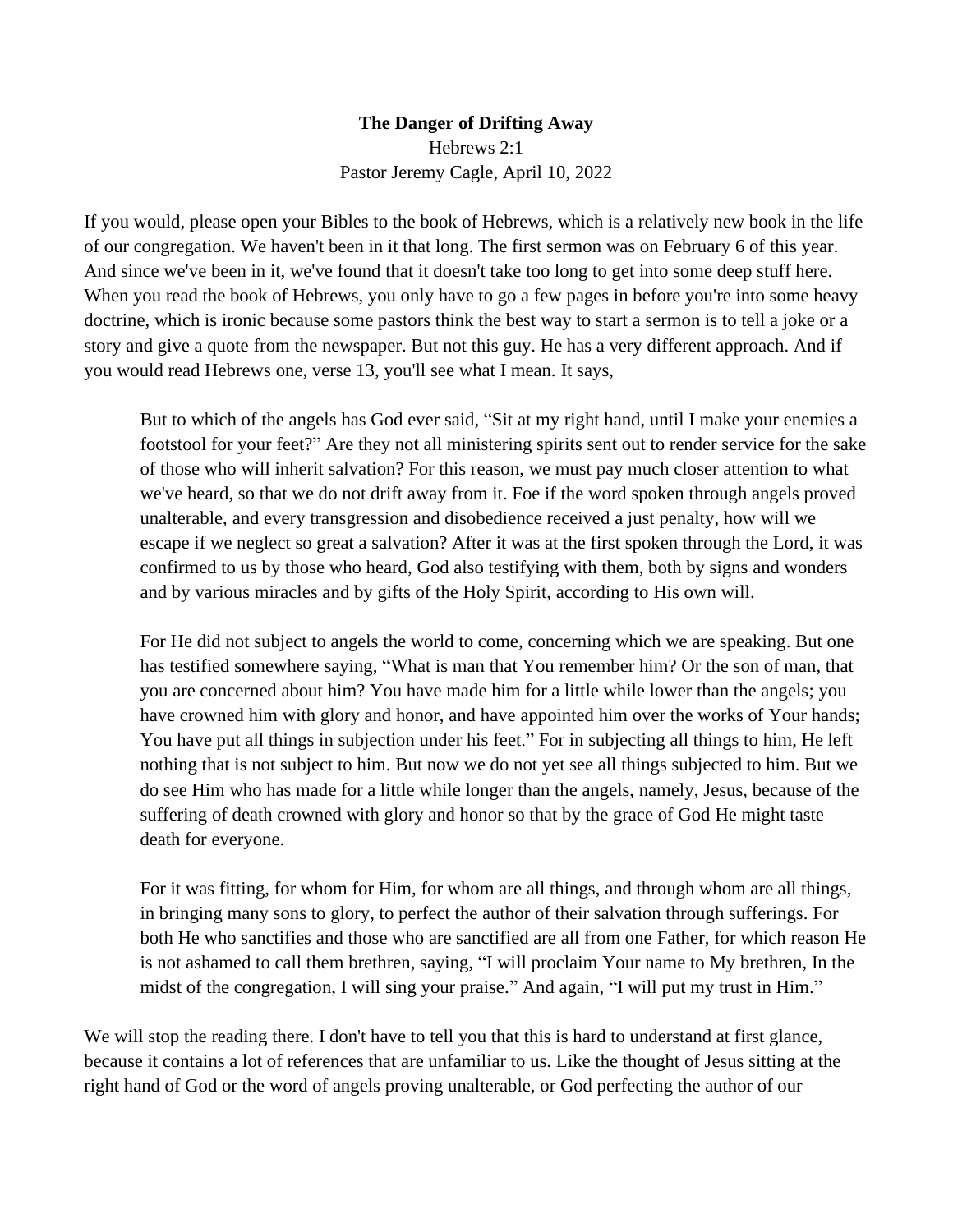**The Danger of Drifting Away**

Hebrews 2:1

Pastor Jeremy Cagle, April 10, 2022

If you would, please open your Bibles to the book of Hebrews, which is a relatively new book in the life of our congregation. We haven't been in it that long. The first sermon was on February 6 of this year. And since we've been in it, we've found that it doesn't take too long to get into some deep stuff here. When you read the book of Hebrews, you only have to go a few pages in before you're into some heavy doctrine, which is ironic because some pastors think the best way to start a sermon is to tell a joke or a story and give a quote from the newspaper. But not this guy. He has a very different approach. And if you would read Hebrews one, verse 13, you'll see what I mean. It says,

> But to which of the angels has God ever said, "Sit at my right hand, until I make your enemies a footstool for your feet?" Are they not all ministering spirits sent out to render service for the sake of those who will inherit salvation? For this reason, we must pay much closer attention to what we've heard, so that we do not drift away from it. Foe if the word spoken through angels proved unalterable, and every transgression and disobedience received a just penalty, how will we escape if we neglect so great a salvation? After it was at the first spoken through the Lord, it was confirmed to us by those who heard, God also testifying with them, both by signs and wonders and by various miracles and by gifts of the Holy Spirit, according to His own will.
>
> For He did not subject to angels the world to come, concerning which we are speaking. But one has testified somewhere saying, "What is man that You remember him? Or the son of man, that you are concerned about him? You have made him for a little while lower than the angels; you have crowned him with glory and honor, and have appointed him over the works of Your hands; You have put all things in subjection under his feet." For in subjecting all things to him, He left nothing that is not subject to him. But now we do not yet see all things subjected to him. But we do see Him who has made for a little while longer than the angels, namely, Jesus, because of the suffering of death crowned with glory and honor so that by the grace of God He might taste death for everyone.
>
> For it was fitting, for whom for Him, for whom are all things, and through whom are all things, in bringing many sons to glory, to perfect the author of their salvation through sufferings. For both He who sanctifies and those who are sanctified are all from one Father, for which reason He is not ashamed to call them brethren, saying, "I will proclaim Your name to My brethren, In the midst of the congregation, I will sing your praise." And again, "I will put my trust in Him."

We will stop the reading there. I don't have to tell you that this is hard to understand at first glance, because it contains a lot of references that are unfamiliar to us. Like the thought of Jesus sitting at the right hand of God or the word of angels proving unalterable, or God perfecting the author of our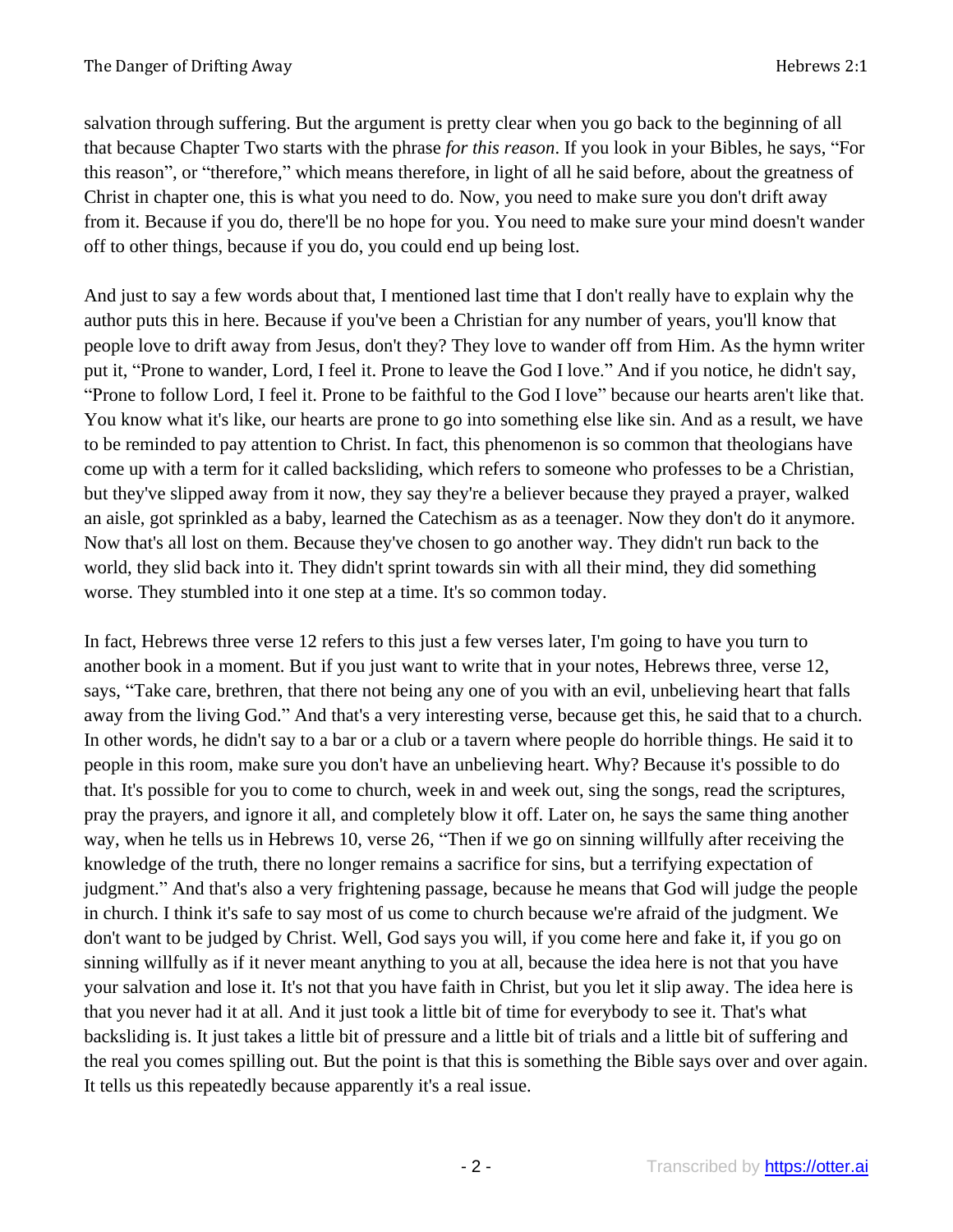salvation through suffering. But the argument is pretty clear when you go back to the beginning of all that because Chapter Two starts with the phrase *for this reason*. If you look in your Bibles, he says, "For this reason", or "therefore," which means therefore, in light of all he said before, about the greatness of Christ in chapter one, this is what you need to do. Now, you need to make sure you don't drift away from it. Because if you do, there'll be no hope for you. You need to make sure your mind doesn't wander off to other things, because if you do, you could end up being lost.

And just to say a few words about that, I mentioned last time that I don't really have to explain why the author puts this in here. Because if you've been a Christian for any number of years, you'll know that people love to drift away from Jesus, don't they? They love to wander off from Him. As the hymn writer put it, "Prone to wander, Lord, I feel it. Prone to leave the God I love." And if you notice, he didn't say, "Prone to follow Lord, I feel it. Prone to be faithful to the God I love" because our hearts aren't like that. You know what it's like, our hearts are prone to go into something else like sin. And as a result, we have to be reminded to pay attention to Christ. In fact, this phenomenon is so common that theologians have come up with a term for it called backsliding, which refers to someone who professes to be a Christian, but they've slipped away from it now, they say they're a believer because they prayed a prayer, walked an aisle, got sprinkled as a baby, learned the Catechism as as a teenager. Now they don't do it anymore. Now that's all lost on them. Because they've chosen to go another way. They didn't run back to the world, they slid back into it. They didn't sprint towards sin with all their mind, they did something worse. They stumbled into it one step at a time. It's so common today.

In fact, Hebrews three verse 12 refers to this just a few verses later, I'm going to have you turn to another book in a moment. But if you just want to write that in your notes, Hebrews three, verse 12, says, "Take care, brethren, that there not being any one of you with an evil, unbelieving heart that falls away from the living God." And that's a very interesting verse, because get this, he said that to a church. In other words, he didn't say to a bar or a club or a tavern where people do horrible things. He said it to people in this room, make sure you don't have an unbelieving heart. Why? Because it's possible to do that. It's possible for you to come to church, week in and week out, sing the songs, read the scriptures, pray the prayers, and ignore it all, and completely blow it off. Later on, he says the same thing another way, when he tells us in Hebrews 10, verse 26, "Then if we go on sinning willfully after receiving the knowledge of the truth, there no longer remains a sacrifice for sins, but a terrifying expectation of judgment." And that's also a very frightening passage, because he means that God will judge the people in church. I think it's safe to say most of us come to church because we're afraid of the judgment. We don't want to be judged by Christ. Well, God says you will, if you come here and fake it, if you go on sinning willfully as if it never meant anything to you at all, because the idea here is not that you have your salvation and lose it. It's not that you have faith in Christ, but you let it slip away. The idea here is that you never had it at all. And it just took a little bit of time for everybody to see it. That's what backsliding is. It just takes a little bit of pressure and a little bit of trials and a little bit of suffering and the real you comes spilling out. But the point is that this is something the Bible says over and over again. It tells us this repeatedly because apparently it's a real issue.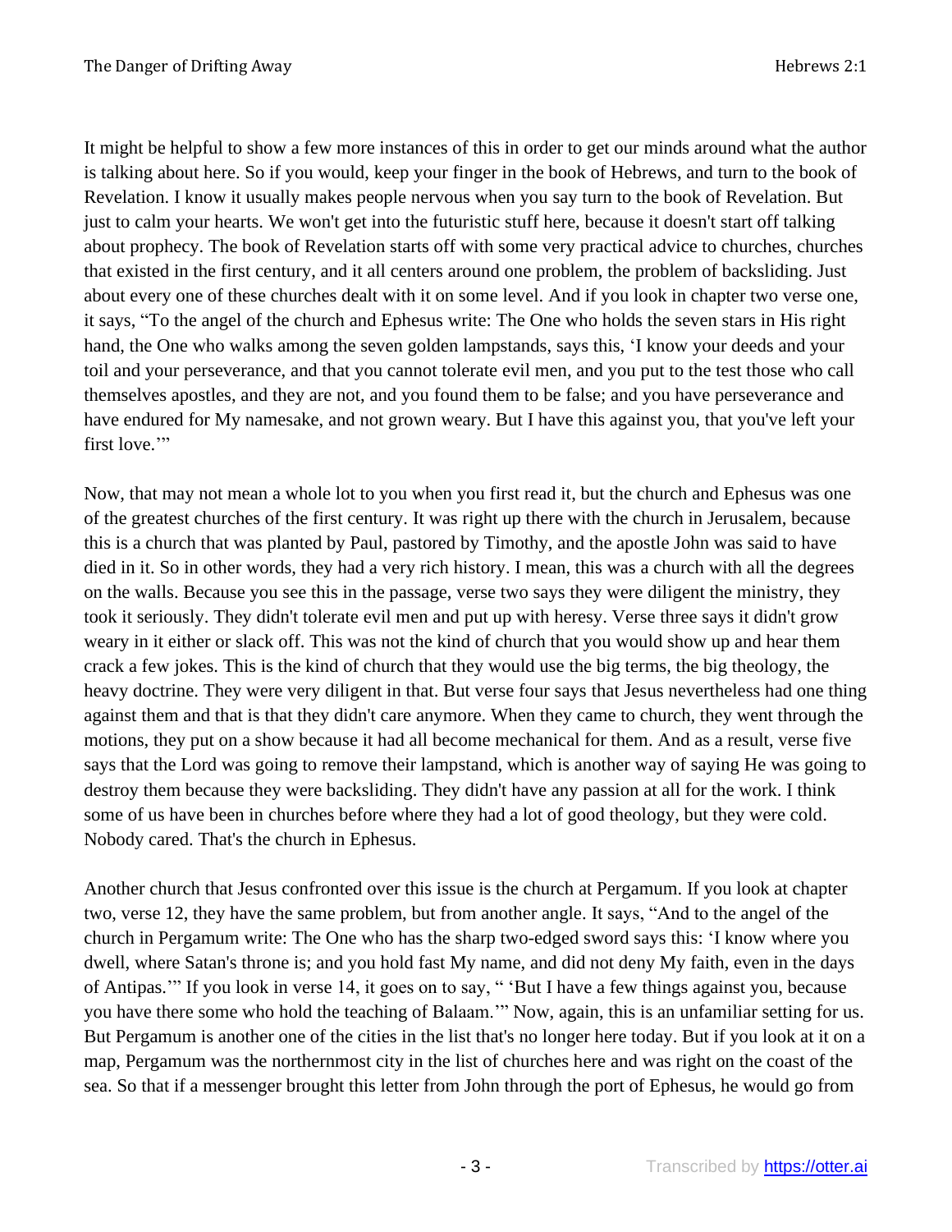It might be helpful to show a few more instances of this in order to get our minds around what the author is talking about here. So if you would, keep your finger in the book of Hebrews, and turn to the book of Revelation. I know it usually makes people nervous when you say turn to the book of Revelation. But just to calm your hearts. We won't get into the futuristic stuff here, because it doesn't start off talking about prophecy. The book of Revelation starts off with some very practical advice to churches, churches that existed in the first century, and it all centers around one problem, the problem of backsliding. Just about every one of these churches dealt with it on some level. And if you look in chapter two verse one, it says, "To the angel of the church and Ephesus write: The One who holds the seven stars in His right hand, the One who walks among the seven golden lampstands, says this, 'I know your deeds and your toil and your perseverance, and that you cannot tolerate evil men, and you put to the test those who call themselves apostles, and they are not, and you found them to be false; and you have perseverance and have endured for My namesake, and not grown weary. But I have this against you, that you've left your first love.'"

Now, that may not mean a whole lot to you when you first read it, but the church and Ephesus was one of the greatest churches of the first century. It was right up there with the church in Jerusalem, because this is a church that was planted by Paul, pastored by Timothy, and the apostle John was said to have died in it. So in other words, they had a very rich history. I mean, this was a church with all the degrees on the walls. Because you see this in the passage, verse two says they were diligent the ministry, they took it seriously. They didn't tolerate evil men and put up with heresy. Verse three says it didn't grow weary in it either or slack off. This was not the kind of church that you would show up and hear them crack a few jokes. This is the kind of church that they would use the big terms, the big theology, the heavy doctrine. They were very diligent in that. But verse four says that Jesus nevertheless had one thing against them and that is that they didn't care anymore. When they came to church, they went through the motions, they put on a show because it had all become mechanical for them. And as a result, verse five says that the Lord was going to remove their lampstand, which is another way of saying He was going to destroy them because they were backsliding. They didn't have any passion at all for the work. I think some of us have been in churches before where they had a lot of good theology, but they were cold. Nobody cared. That's the church in Ephesus.

Another church that Jesus confronted over this issue is the church at Pergamum. If you look at chapter two, verse 12, they have the same problem, but from another angle. It says, "And to the angel of the church in Pergamum write: The One who has the sharp two-edged sword says this: 'I know where you dwell, where Satan's throne is; and you hold fast My name, and did not deny My faith, even in the days of Antipas.'" If you look in verse 14, it goes on to say, " 'But I have a few things against you, because you have there some who hold the teaching of Balaam.'" Now, again, this is an unfamiliar setting for us. But Pergamum is another one of the cities in the list that's no longer here today. But if you look at it on a map, Pergamum was the northernmost city in the list of churches here and was right on the coast of the sea. So that if a messenger brought this letter from John through the port of Ephesus, he would go from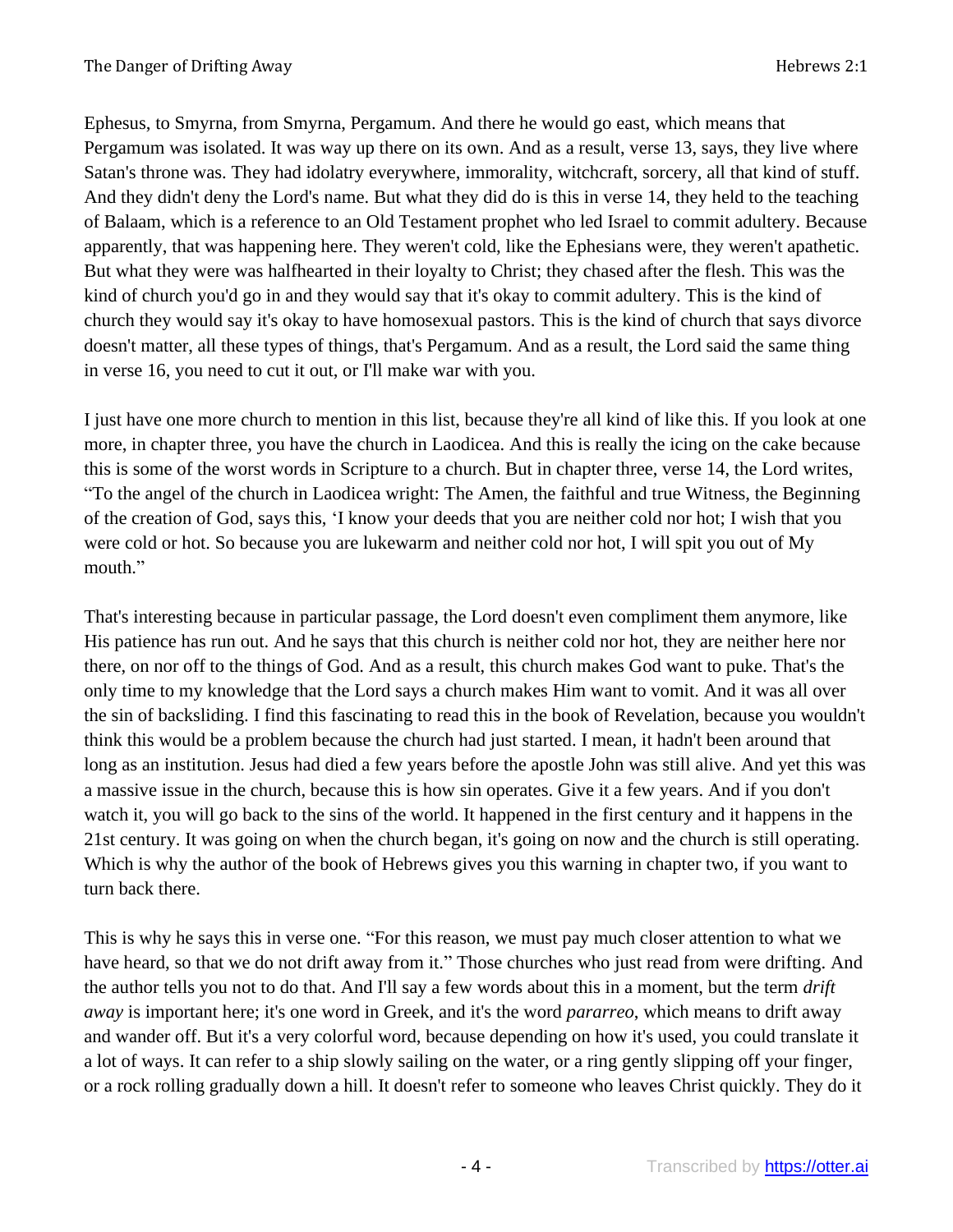Ephesus, to Smyrna, from Smyrna, Pergamum. And there he would go east, which means that Pergamum was isolated. It was way up there on its own. And as a result, verse 13, says, they live where Satan's throne was. They had idolatry everywhere, immorality, witchcraft, sorcery, all that kind of stuff. And they didn't deny the Lord's name. But what they did do is this in verse 14, they held to the teaching of Balaam, which is a reference to an Old Testament prophet who led Israel to commit adultery. Because apparently, that was happening here. They weren't cold, like the Ephesians were, they weren't apathetic. But what they were was halfhearted in their loyalty to Christ; they chased after the flesh. This was the kind of church you'd go in and they would say that it's okay to commit adultery. This is the kind of church they would say it's okay to have homosexual pastors. This is the kind of church that says divorce doesn't matter, all these types of things, that's Pergamum. And as a result, the Lord said the same thing in verse 16, you need to cut it out, or I'll make war with you.

I just have one more church to mention in this list, because they're all kind of like this. If you look at one more, in chapter three, you have the church in Laodicea. And this is really the icing on the cake because this is some of the worst words in Scripture to a church. But in chapter three, verse 14, the Lord writes, "To the angel of the church in Laodicea wright: The Amen, the faithful and true Witness, the Beginning of the creation of God, says this, 'I know your deeds that you are neither cold nor hot; I wish that you were cold or hot. So because you are lukewarm and neither cold nor hot, I will spit you out of My mouth."

That's interesting because in particular passage, the Lord doesn't even compliment them anymore, like His patience has run out. And he says that this church is neither cold nor hot, they are neither here nor there, on nor off to the things of God. And as a result, this church makes God want to puke. That's the only time to my knowledge that the Lord says a church makes Him want to vomit. And it was all over the sin of backsliding. I find this fascinating to read this in the book of Revelation, because you wouldn't think this would be a problem because the church had just started. I mean, it hadn't been around that long as an institution. Jesus had died a few years before the apostle John was still alive. And yet this was a massive issue in the church, because this is how sin operates. Give it a few years. And if you don't watch it, you will go back to the sins of the world. It happened in the first century and it happens in the 21st century. It was going on when the church began, it's going on now and the church is still operating. Which is why the author of the book of Hebrews gives you this warning in chapter two, if you want to turn back there.

This is why he says this in verse one. "For this reason, we must pay much closer attention to what we have heard, so that we do not drift away from it." Those churches who just read from were drifting. And the author tells you not to do that. And I'll say a few words about this in a moment, but the term *drift away* is important here; it's one word in Greek, and it's the word *pararreo*, which means to drift away and wander off. But it's a very colorful word, because depending on how it's used, you could translate it a lot of ways. It can refer to a ship slowly sailing on the water, or a ring gently slipping off your finger, or a rock rolling gradually down a hill. It doesn't refer to someone who leaves Christ quickly. They do it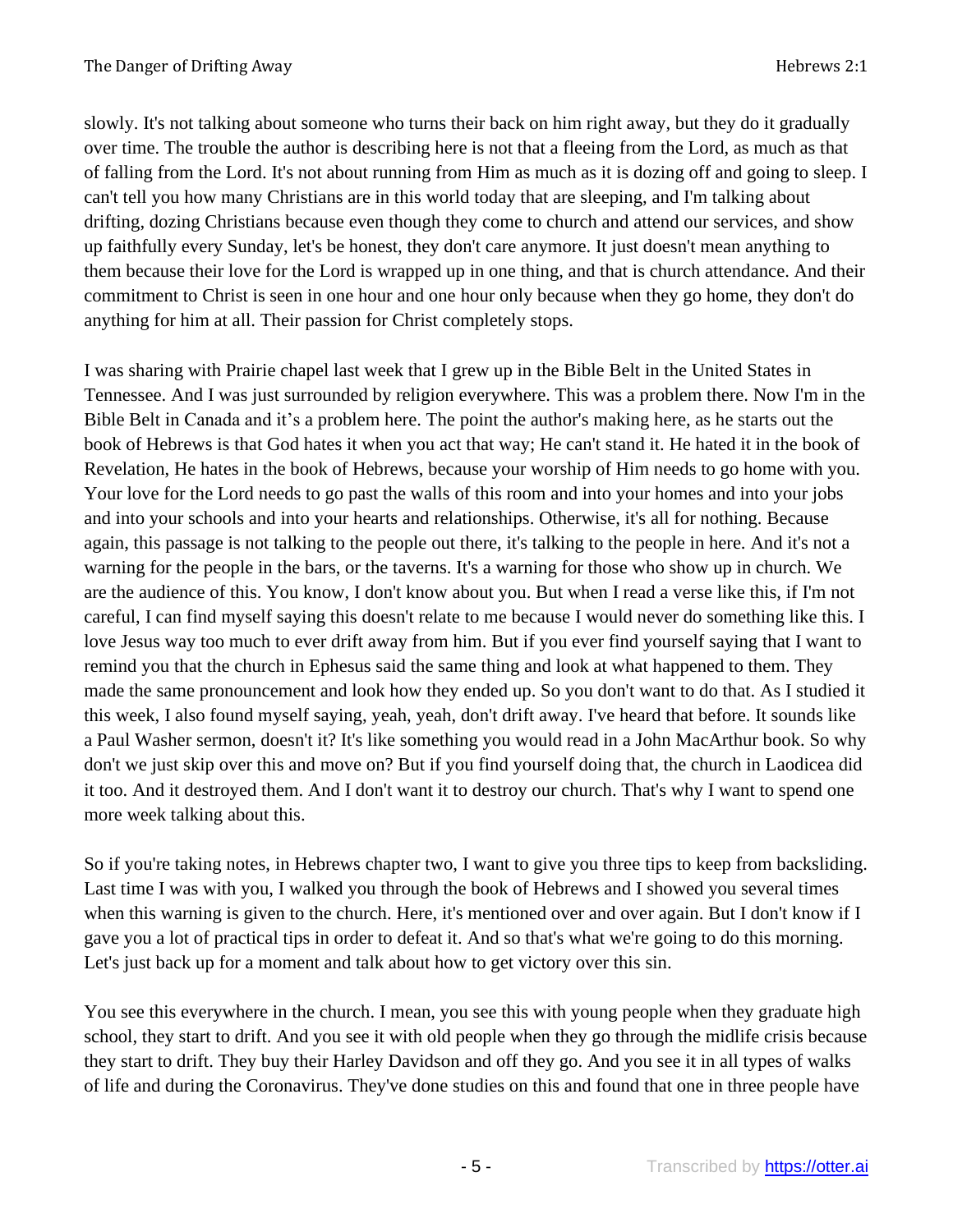slowly. It's not talking about someone who turns their back on him right away, but they do it gradually over time. The trouble the author is describing here is not that a fleeing from the Lord, as much as that of falling from the Lord. It's not about running from Him as much as it is dozing off and going to sleep. I can't tell you how many Christians are in this world today that are sleeping, and I'm talking about drifting, dozing Christians because even though they come to church and attend our services, and show up faithfully every Sunday, let's be honest, they don't care anymore. It just doesn't mean anything to them because their love for the Lord is wrapped up in one thing, and that is church attendance. And their commitment to Christ is seen in one hour and one hour only because when they go home, they don't do anything for him at all. Their passion for Christ completely stops.

I was sharing with Prairie chapel last week that I grew up in the Bible Belt in the United States in Tennessee. And I was just surrounded by religion everywhere. This was a problem there. Now I'm in the Bible Belt in Canada and it's a problem here. The point the author's making here, as he starts out the book of Hebrews is that God hates it when you act that way; He can't stand it. He hated it in the book of Revelation, He hates in the book of Hebrews, because your worship of Him needs to go home with you. Your love for the Lord needs to go past the walls of this room and into your homes and into your jobs and into your schools and into your hearts and relationships. Otherwise, it's all for nothing. Because again, this passage is not talking to the people out there, it's talking to the people in here. And it's not a warning for the people in the bars, or the taverns. It's a warning for those who show up in church. We are the audience of this. You know, I don't know about you. But when I read a verse like this, if I'm not careful, I can find myself saying this doesn't relate to me because I would never do something like this. I love Jesus way too much to ever drift away from him. But if you ever find yourself saying that I want to remind you that the church in Ephesus said the same thing and look at what happened to them. They made the same pronouncement and look how they ended up. So you don't want to do that. As I studied it this week, I also found myself saying, yeah, yeah, don't drift away. I've heard that before. It sounds like a Paul Washer sermon, doesn't it? It's like something you would read in a John MacArthur book. So why don't we just skip over this and move on? But if you find yourself doing that, the church in Laodicea did it too. And it destroyed them. And I don't want it to destroy our church. That's why I want to spend one more week talking about this.

So if you're taking notes, in Hebrews chapter two, I want to give you three tips to keep from backsliding. Last time I was with you, I walked you through the book of Hebrews and I showed you several times when this warning is given to the church. Here, it's mentioned over and over again. But I don't know if I gave you a lot of practical tips in order to defeat it. And so that's what we're going to do this morning. Let's just back up for a moment and talk about how to get victory over this sin.

You see this everywhere in the church. I mean, you see this with young people when they graduate high school, they start to drift. And you see it with old people when they go through the midlife crisis because they start to drift. They buy their Harley Davidson and off they go. And you see it in all types of walks of life and during the Coronavirus. They've done studies on this and found that one in three people have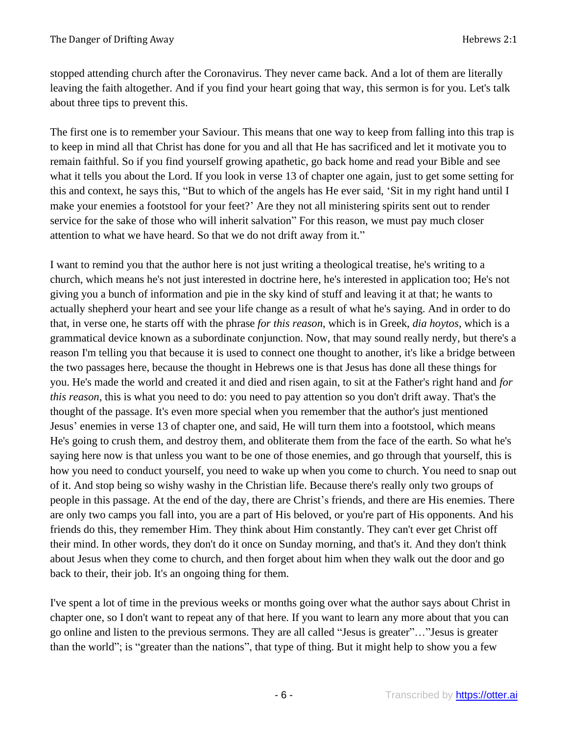stopped attending church after the Coronavirus. They never came back. And a lot of them are literally leaving the faith altogether. And if you find your heart going that way, this sermon is for you. Let's talk about three tips to prevent this.

The first one is to remember your Saviour. This means that one way to keep from falling into this trap is to keep in mind all that Christ has done for you and all that He has sacrificed and let it motivate you to remain faithful. So if you find yourself growing apathetic, go back home and read your Bible and see what it tells you about the Lord. If you look in verse 13 of chapter one again, just to get some setting for this and context, he says this, "But to which of the angels has He ever said, 'Sit in my right hand until I make your enemies a footstool for your feet?' Are they not all ministering spirits sent out to render service for the sake of those who will inherit salvation" For this reason, we must pay much closer attention to what we have heard. So that we do not drift away from it."

I want to remind you that the author here is not just writing a theological treatise, he's writing to a church, which means he's not just interested in doctrine here, he's interested in application too; He's not giving you a bunch of information and pie in the sky kind of stuff and leaving it at that; he wants to actually shepherd your heart and see your life change as a result of what he's saying. And in order to do that, in verse one, he starts off with the phrase *for this reason*, which is in Greek, *dia hoytos*, which is a grammatical device known as a subordinate conjunction. Now, that may sound really nerdy, but there's a reason I'm telling you that because it is used to connect one thought to another, it's like a bridge between the two passages here, because the thought in Hebrews one is that Jesus has done all these things for you. He's made the world and created it and died and risen again, to sit at the Father's right hand and *for this reason*, this is what you need to do: you need to pay attention so you don't drift away. That's the thought of the passage. It's even more special when you remember that the author's just mentioned Jesus' enemies in verse 13 of chapter one, and said, He will turn them into a footstool, which means He's going to crush them, and destroy them, and obliterate them from the face of the earth. So what he's saying here now is that unless you want to be one of those enemies, and go through that yourself, this is how you need to conduct yourself, you need to wake up when you come to church. You need to snap out of it. And stop being so wishy washy in the Christian life. Because there's really only two groups of people in this passage. At the end of the day, there are Christ's friends, and there are His enemies. There are only two camps you fall into, you are a part of His beloved, or you're part of His opponents. And his friends do this, they remember Him. They think about Him constantly. They can't ever get Christ off their mind. In other words, they don't do it once on Sunday morning, and that's it. And they don't think about Jesus when they come to church, and then forget about him when they walk out the door and go back to their, their job. It's an ongoing thing for them.

I've spent a lot of time in the previous weeks or months going over what the author says about Christ in chapter one, so I don't want to repeat any of that here. If you want to learn any more about that you can go online and listen to the previous sermons. They are all called "Jesus is greater"…"Jesus is greater than the world"; is "greater than the nations", that type of thing. But it might help to show you a few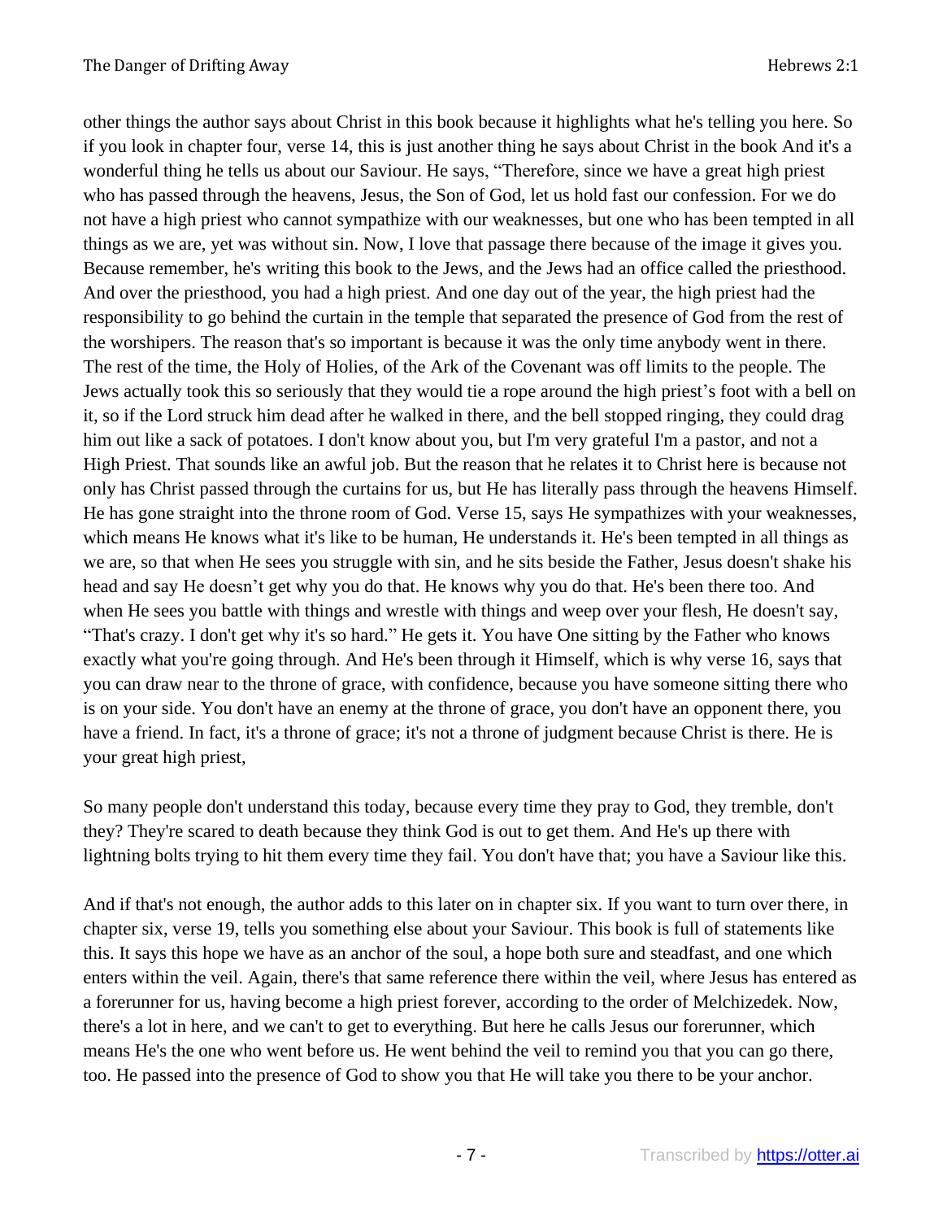other things the author says about Christ in this book because it highlights what he's telling you here. So if you look in chapter four, verse 14, this is just another thing he says about Christ in the book And it's a wonderful thing he tells us about our Saviour. He says, "Therefore, since we have a great high priest who has passed through the heavens, Jesus, the Son of God, let us hold fast our confession. For we do not have a high priest who cannot sympathize with our weaknesses, but one who has been tempted in all things as we are, yet was without sin. Now, I love that passage there because of the image it gives you. Because remember, he's writing this book to the Jews, and the Jews had an office called the priesthood. And over the priesthood, you had a high priest. And one day out of the year, the high priest had the responsibility to go behind the curtain in the temple that separated the presence of God from the rest of the worshipers. The reason that's so important is because it was the only time anybody went in there. The rest of the time, the Holy of Holies, of the Ark of the Covenant was off limits to the people. The Jews actually took this so seriously that they would tie a rope around the high priest's foot with a bell on it, so if the Lord struck him dead after he walked in there, and the bell stopped ringing, they could drag him out like a sack of potatoes. I don't know about you, but I'm very grateful I'm a pastor, and not a High Priest. That sounds like an awful job. But the reason that he relates it to Christ here is because not only has Christ passed through the curtains for us, but He has literally pass through the heavens Himself. He has gone straight into the throne room of God. Verse 15, says He sympathizes with your weaknesses, which means He knows what it's like to be human, He understands it. He's been tempted in all things as we are, so that when He sees you struggle with sin, and he sits beside the Father, Jesus doesn't shake his head and say He doesn't get why you do that. He knows why you do that. He's been there too. And when He sees you battle with things and wrestle with things and weep over your flesh, He doesn't say, "That's crazy. I don't get why it's so hard." He gets it. You have One sitting by the Father who knows exactly what you're going through. And He's been through it Himself, which is why verse 16, says that you can draw near to the throne of grace, with confidence, because you have someone sitting there who is on your side. You don't have an enemy at the throne of grace, you don't have an opponent there, you have a friend. In fact, it's a throne of grace; it's not a throne of judgment because Christ is there. He is your great high priest,

So many people don't understand this today, because every time they pray to God, they tremble, don't they? They're scared to death because they think God is out to get them. And He's up there with lightning bolts trying to hit them every time they fail. You don't have that; you have a Saviour like this.

And if that's not enough, the author adds to this later on in chapter six. If you want to turn over there, in chapter six, verse 19, tells you something else about your Saviour. This book is full of statements like this. It says this hope we have as an anchor of the soul, a hope both sure and steadfast, and one which enters within the veil. Again, there's that same reference there within the veil, where Jesus has entered as a forerunner for us, having become a high priest forever, according to the order of Melchizedek. Now, there's a lot in here, and we can't to get to everything. But here he calls Jesus our forerunner, which means He's the one who went before us. He went behind the veil to remind you that you can go there, too. He passed into the presence of God to show you that He will take you there to be your anchor.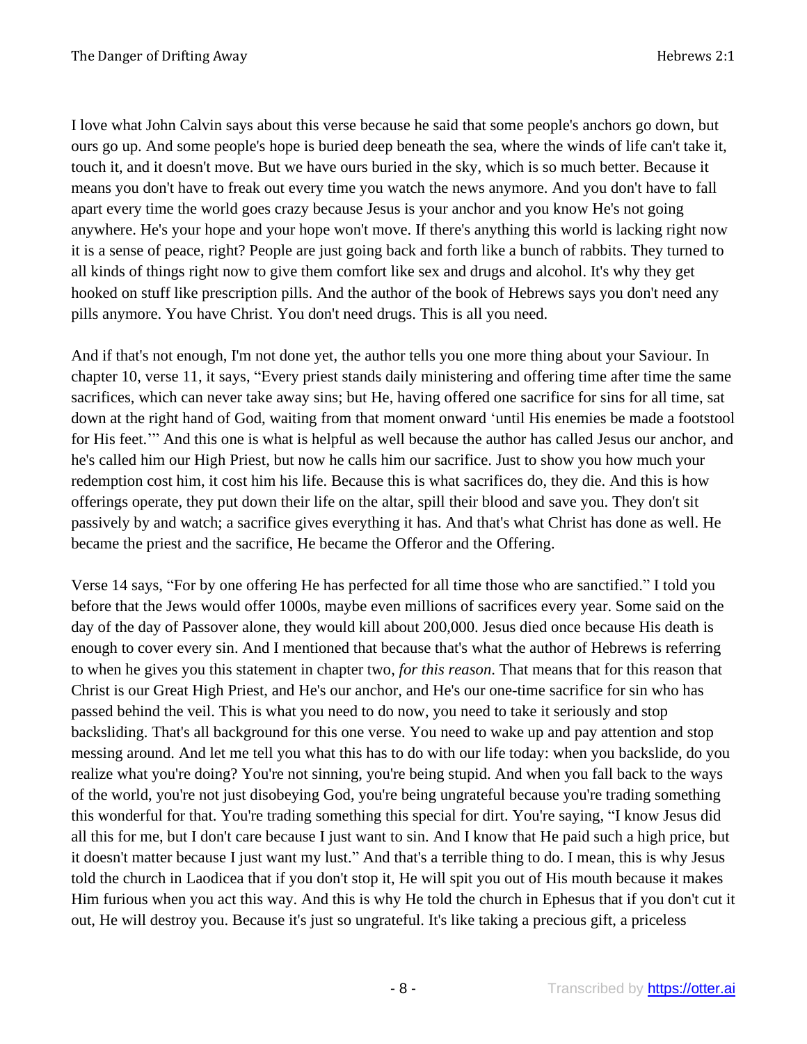I love what John Calvin says about this verse because he said that some people's anchors go down, but ours go up. And some people's hope is buried deep beneath the sea, where the winds of life can't take it, touch it, and it doesn't move. But we have ours buried in the sky, which is so much better. Because it means you don't have to freak out every time you watch the news anymore. And you don't have to fall apart every time the world goes crazy because Jesus is your anchor and you know He's not going anywhere. He's your hope and your hope won't move. If there's anything this world is lacking right now it is a sense of peace, right? People are just going back and forth like a bunch of rabbits. They turned to all kinds of things right now to give them comfort like sex and drugs and alcohol. It's why they get hooked on stuff like prescription pills. And the author of the book of Hebrews says you don't need any pills anymore. You have Christ. You don't need drugs. This is all you need.

And if that's not enough, I'm not done yet, the author tells you one more thing about your Saviour. In chapter 10, verse 11, it says, "Every priest stands daily ministering and offering time after time the same sacrifices, which can never take away sins; but He, having offered one sacrifice for sins for all time, sat down at the right hand of God, waiting from that moment onward 'until His enemies be made a footstool for His feet.'" And this one is what is helpful as well because the author has called Jesus our anchor, and he's called him our High Priest, but now he calls him our sacrifice. Just to show you how much your redemption cost him, it cost him his life. Because this is what sacrifices do, they die. And this is how offerings operate, they put down their life on the altar, spill their blood and save you. They don't sit passively by and watch; a sacrifice gives everything it has. And that's what Christ has done as well. He became the priest and the sacrifice, He became the Offeror and the Offering.

Verse 14 says, "For by one offering He has perfected for all time those who are sanctified." I told you before that the Jews would offer 1000s, maybe even millions of sacrifices every year. Some said on the day of the day of Passover alone, they would kill about 200,000. Jesus died once because His death is enough to cover every sin. And I mentioned that because that's what the author of Hebrews is referring to when he gives you this statement in chapter two, *for this reason*. That means that for this reason that Christ is our Great High Priest, and He's our anchor, and He's our one-time sacrifice for sin who has passed behind the veil. This is what you need to do now, you need to take it seriously and stop backsliding. That's all background for this one verse. You need to wake up and pay attention and stop messing around. And let me tell you what this has to do with our life today: when you backslide, do you realize what you're doing? You're not sinning, you're being stupid. And when you fall back to the ways of the world, you're not just disobeying God, you're being ungrateful because you're trading something this wonderful for that. You're trading something this special for dirt. You're saying, "I know Jesus did all this for me, but I don't care because I just want to sin. And I know that He paid such a high price, but it doesn't matter because I just want my lust." And that's a terrible thing to do. I mean, this is why Jesus told the church in Laodicea that if you don't stop it, He will spit you out of His mouth because it makes Him furious when you act this way. And this is why He told the church in Ephesus that if you don't cut it out, He will destroy you. Because it's just so ungrateful. It's like taking a precious gift, a priceless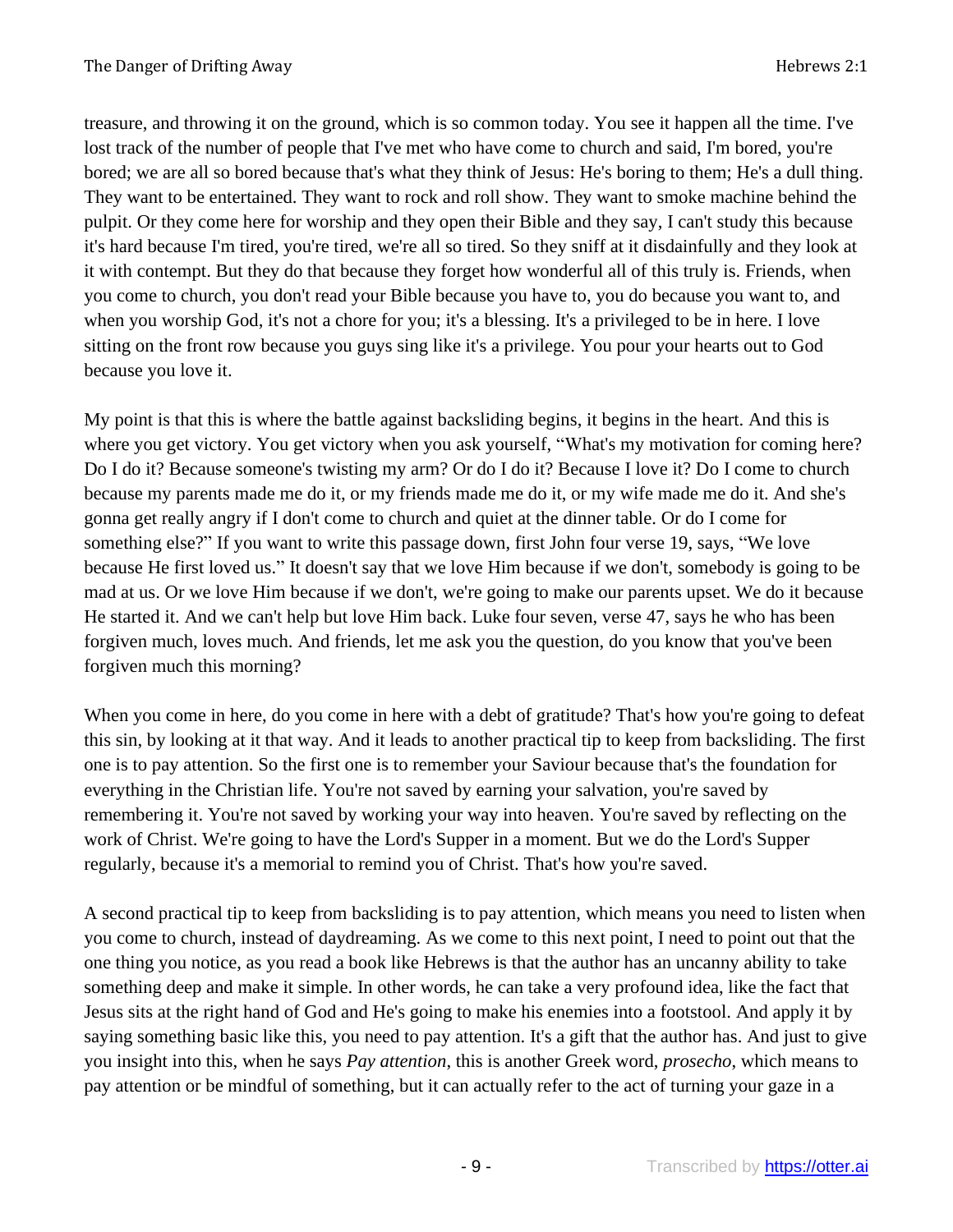treasure, and throwing it on the ground, which is so common today. You see it happen all the time. I've lost track of the number of people that I've met who have come to church and said, I'm bored, you're bored; we are all so bored because that's what they think of Jesus: He's boring to them; He's a dull thing. They want to be entertained. They want to rock and roll show. They want to smoke machine behind the pulpit. Or they come here for worship and they open their Bible and they say, I can't study this because it's hard because I'm tired, you're tired, we're all so tired. So they sniff at it disdainfully and they look at it with contempt. But they do that because they forget how wonderful all of this truly is. Friends, when you come to church, you don't read your Bible because you have to, you do because you want to, and when you worship God, it's not a chore for you; it's a blessing. It's a privileged to be in here. I love sitting on the front row because you guys sing like it's a privilege. You pour your hearts out to God because you love it.

My point is that this is where the battle against backsliding begins, it begins in the heart. And this is where you get victory. You get victory when you ask yourself, "What's my motivation for coming here? Do I do it? Because someone's twisting my arm? Or do I do it? Because I love it? Do I come to church because my parents made me do it, or my friends made me do it, or my wife made me do it. And she's gonna get really angry if I don't come to church and quiet at the dinner table. Or do I come for something else?" If you want to write this passage down, first John four verse 19, says, "We love because He first loved us." It doesn't say that we love Him because if we don't, somebody is going to be mad at us. Or we love Him because if we don't, we're going to make our parents upset. We do it because He started it. And we can't help but love Him back. Luke four seven, verse 47, says he who has been forgiven much, loves much. And friends, let me ask you the question, do you know that you've been forgiven much this morning?

When you come in here, do you come in here with a debt of gratitude? That's how you're going to defeat this sin, by looking at it that way. And it leads to another practical tip to keep from backsliding. The first one is to pay attention. So the first one is to remember your Saviour because that's the foundation for everything in the Christian life. You're not saved by earning your salvation, you're saved by remembering it. You're not saved by working your way into heaven. You're saved by reflecting on the work of Christ. We're going to have the Lord's Supper in a moment. But we do the Lord's Supper regularly, because it's a memorial to remind you of Christ. That's how you're saved.

A second practical tip to keep from backsliding is to pay attention, which means you need to listen when you come to church, instead of daydreaming. As we come to this next point, I need to point out that the one thing you notice, as you read a book like Hebrews is that the author has an uncanny ability to take something deep and make it simple. In other words, he can take a very profound idea, like the fact that Jesus sits at the right hand of God and He's going to make his enemies into a footstool. And apply it by saying something basic like this, you need to pay attention. It's a gift that the author has. And just to give you insight into this, when he says *Pay attention*, this is another Greek word, *prosecho*, which means to pay attention or be mindful of something, but it can actually refer to the act of turning your gaze in a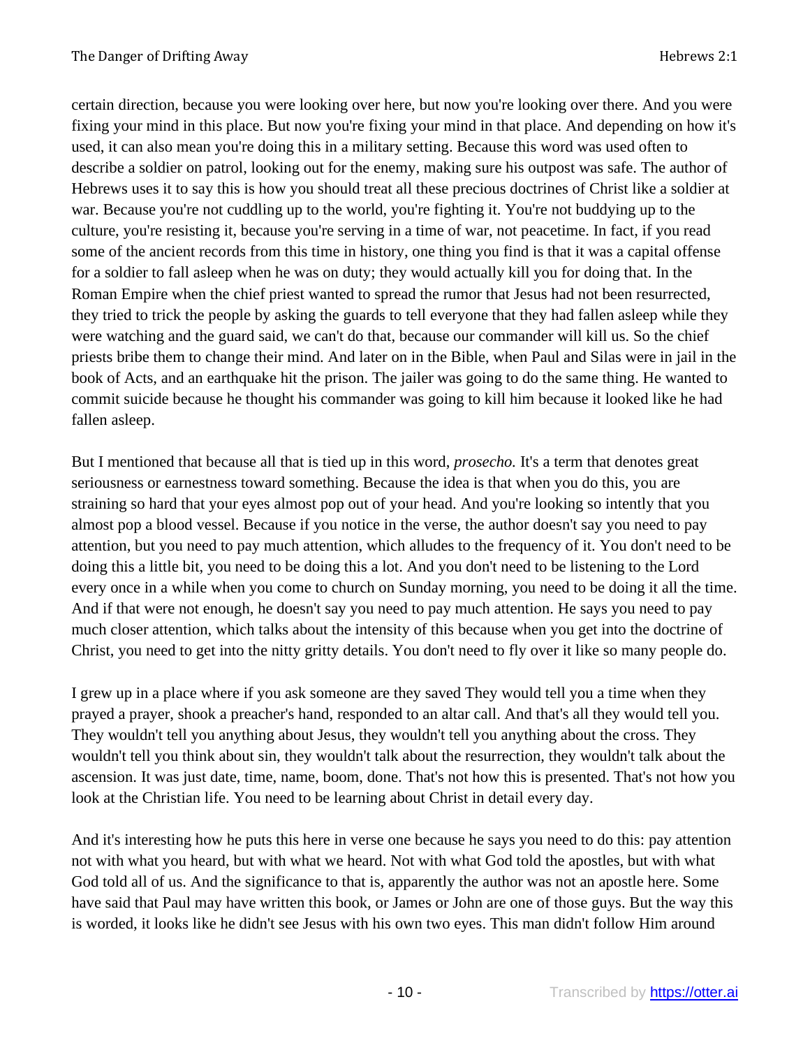certain direction, because you were looking over here, but now you're looking over there. And you were fixing your mind in this place. But now you're fixing your mind in that place. And depending on how it's used, it can also mean you're doing this in a military setting. Because this word was used often to describe a soldier on patrol, looking out for the enemy, making sure his outpost was safe. The author of Hebrews uses it to say this is how you should treat all these precious doctrines of Christ like a soldier at war. Because you're not cuddling up to the world, you're fighting it. You're not buddying up to the culture, you're resisting it, because you're serving in a time of war, not peacetime. In fact, if you read some of the ancient records from this time in history, one thing you find is that it was a capital offense for a soldier to fall asleep when he was on duty; they would actually kill you for doing that. In the Roman Empire when the chief priest wanted to spread the rumor that Jesus had not been resurrected, they tried to trick the people by asking the guards to tell everyone that they had fallen asleep while they were watching and the guard said, we can't do that, because our commander will kill us. So the chief priests bribe them to change their mind. And later on in the Bible, when Paul and Silas were in jail in the book of Acts, and an earthquake hit the prison. The jailer was going to do the same thing. He wanted to commit suicide because he thought his commander was going to kill him because it looked like he had fallen asleep.

But I mentioned that because all that is tied up in this word, *prosecho.* It's a term that denotes great seriousness or earnestness toward something. Because the idea is that when you do this, you are straining so hard that your eyes almost pop out of your head. And you're looking so intently that you almost pop a blood vessel. Because if you notice in the verse, the author doesn't say you need to pay attention, but you need to pay much attention, which alludes to the frequency of it. You don't need to be doing this a little bit, you need to be doing this a lot. And you don't need to be listening to the Lord every once in a while when you come to church on Sunday morning, you need to be doing it all the time. And if that were not enough, he doesn't say you need to pay much attention. He says you need to pay much closer attention, which talks about the intensity of this because when you get into the doctrine of Christ, you need to get into the nitty gritty details. You don't need to fly over it like so many people do.

I grew up in a place where if you ask someone are they saved They would tell you a time when they prayed a prayer, shook a preacher's hand, responded to an altar call. And that's all they would tell you. They wouldn't tell you anything about Jesus, they wouldn't tell you anything about the cross. They wouldn't tell you think about sin, they wouldn't talk about the resurrection, they wouldn't talk about the ascension. It was just date, time, name, boom, done. That's not how this is presented. That's not how you look at the Christian life. You need to be learning about Christ in detail every day.

And it's interesting how he puts this here in verse one because he says you need to do this: pay attention not with what you heard, but with what we heard. Not with what God told the apostles, but with what God told all of us. And the significance to that is, apparently the author was not an apostle here. Some have said that Paul may have written this book, or James or John are one of those guys. But the way this is worded, it looks like he didn't see Jesus with his own two eyes. This man didn't follow Him around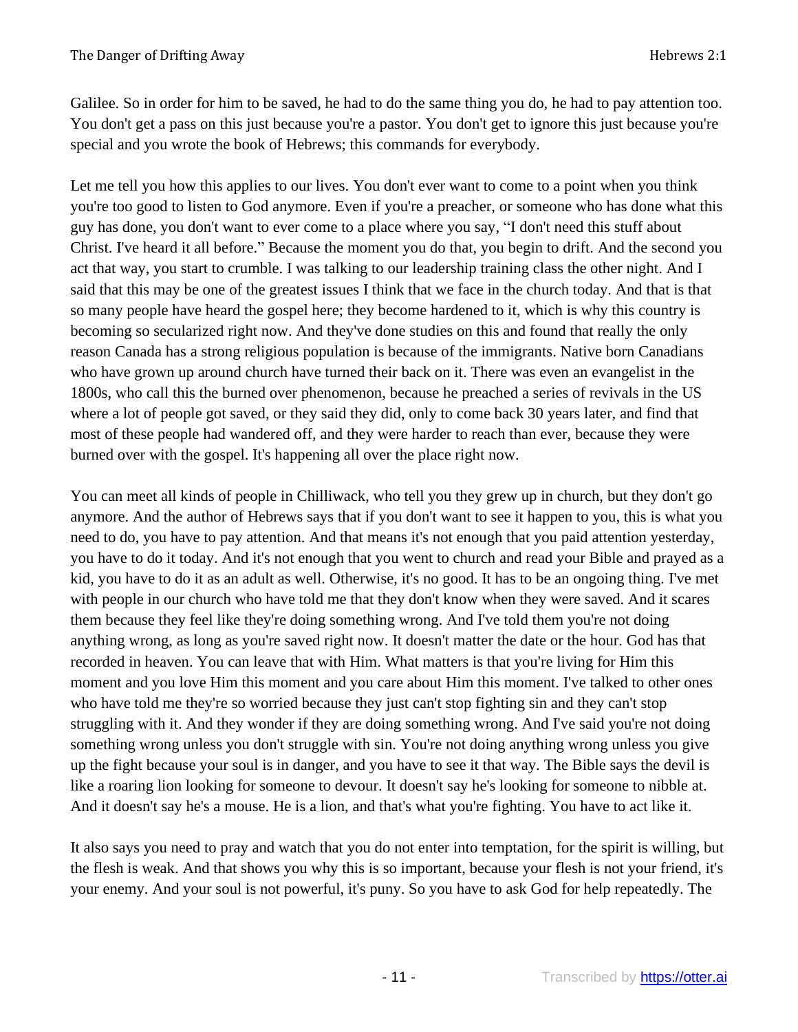Galilee. So in order for him to be saved, he had to do the same thing you do, he had to pay attention too. You don't get a pass on this just because you're a pastor. You don't get to ignore this just because you're special and you wrote the book of Hebrews; this commands for everybody.

Let me tell you how this applies to our lives. You don't ever want to come to a point when you think you're too good to listen to God anymore. Even if you're a preacher, or someone who has done what this guy has done, you don't want to ever come to a place where you say, "I don't need this stuff about Christ. I've heard it all before." Because the moment you do that, you begin to drift. And the second you act that way, you start to crumble. I was talking to our leadership training class the other night. And I said that this may be one of the greatest issues I think that we face in the church today. And that is that so many people have heard the gospel here; they become hardened to it, which is why this country is becoming so secularized right now. And they've done studies on this and found that really the only reason Canada has a strong religious population is because of the immigrants. Native born Canadians who have grown up around church have turned their back on it. There was even an evangelist in the 1800s, who call this the burned over phenomenon, because he preached a series of revivals in the US where a lot of people got saved, or they said they did, only to come back 30 years later, and find that most of these people had wandered off, and they were harder to reach than ever, because they were burned over with the gospel. It's happening all over the place right now.

You can meet all kinds of people in Chilliwack, who tell you they grew up in church, but they don't go anymore. And the author of Hebrews says that if you don't want to see it happen to you, this is what you need to do, you have to pay attention. And that means it's not enough that you paid attention yesterday, you have to do it today. And it's not enough that you went to church and read your Bible and prayed as a kid, you have to do it as an adult as well. Otherwise, it's no good. It has to be an ongoing thing. I've met with people in our church who have told me that they don't know when they were saved. And it scares them because they feel like they're doing something wrong. And I've told them you're not doing anything wrong, as long as you're saved right now. It doesn't matter the date or the hour. God has that recorded in heaven. You can leave that with Him. What matters is that you're living for Him this moment and you love Him this moment and you care about Him this moment. I've talked to other ones who have told me they're so worried because they just can't stop fighting sin and they can't stop struggling with it. And they wonder if they are doing something wrong. And I've said you're not doing something wrong unless you don't struggle with sin. You're not doing anything wrong unless you give up the fight because your soul is in danger, and you have to see it that way. The Bible says the devil is like a roaring lion looking for someone to devour. It doesn't say he's looking for someone to nibble at. And it doesn't say he's a mouse. He is a lion, and that's what you're fighting. You have to act like it.

It also says you need to pray and watch that you do not enter into temptation, for the spirit is willing, but the flesh is weak. And that shows you why this is so important, because your flesh is not your friend, it's your enemy. And your soul is not powerful, it's puny. So you have to ask God for help repeatedly. The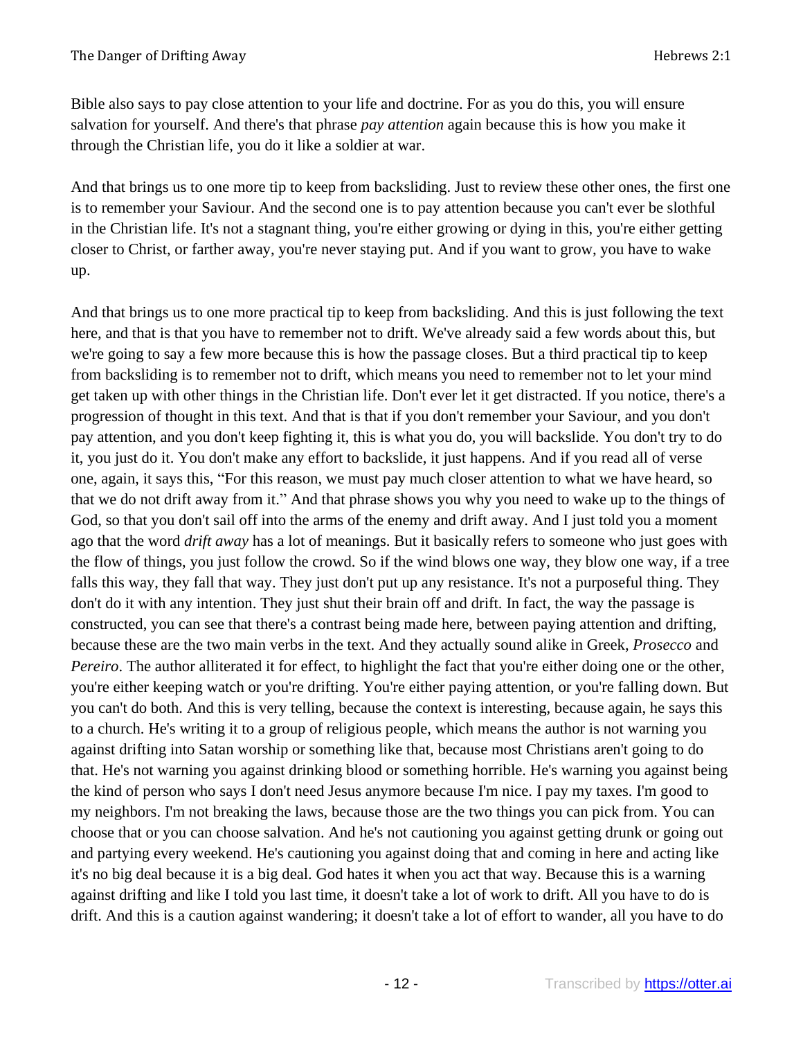Bible also says to pay close attention to your life and doctrine. For as you do this, you will ensure salvation for yourself. And there's that phrase *pay attention* again because this is how you make it through the Christian life, you do it like a soldier at war.

And that brings us to one more tip to keep from backsliding. Just to review these other ones, the first one is to remember your Saviour. And the second one is to pay attention because you can't ever be slothful in the Christian life. It's not a stagnant thing, you're either growing or dying in this, you're either getting closer to Christ, or farther away, you're never staying put. And if you want to grow, you have to wake up.

And that brings us to one more practical tip to keep from backsliding. And this is just following the text here, and that is that you have to remember not to drift. We've already said a few words about this, but we're going to say a few more because this is how the passage closes. But a third practical tip to keep from backsliding is to remember not to drift, which means you need to remember not to let your mind get taken up with other things in the Christian life. Don't ever let it get distracted. If you notice, there's a progression of thought in this text. And that is that if you don't remember your Saviour, and you don't pay attention, and you don't keep fighting it, this is what you do, you will backslide. You don't try to do it, you just do it. You don't make any effort to backslide, it just happens. And if you read all of verse one, again, it says this, "For this reason, we must pay much closer attention to what we have heard, so that we do not drift away from it." And that phrase shows you why you need to wake up to the things of God, so that you don't sail off into the arms of the enemy and drift away. And I just told you a moment ago that the word *drift away* has a lot of meanings. But it basically refers to someone who just goes with the flow of things, you just follow the crowd. So if the wind blows one way, they blow one way, if a tree falls this way, they fall that way. They just don't put up any resistance. It's not a purposeful thing. They don't do it with any intention. They just shut their brain off and drift. In fact, the way the passage is constructed, you can see that there's a contrast being made here, between paying attention and drifting, because these are the two main verbs in the text. And they actually sound alike in Greek, *Prosecco* and *Pereiro*. The author alliterated it for effect, to highlight the fact that you're either doing one or the other, you're either keeping watch or you're drifting. You're either paying attention, or you're falling down. But you can't do both. And this is very telling, because the context is interesting, because again, he says this to a church. He's writing it to a group of religious people, which means the author is not warning you against drifting into Satan worship or something like that, because most Christians aren't going to do that. He's not warning you against drinking blood or something horrible. He's warning you against being the kind of person who says I don't need Jesus anymore because I'm nice. I pay my taxes. I'm good to my neighbors. I'm not breaking the laws, because those are the two things you can pick from. You can choose that or you can choose salvation. And he's not cautioning you against getting drunk or going out and partying every weekend. He's cautioning you against doing that and coming in here and acting like it's no big deal because it is a big deal. God hates it when you act that way. Because this is a warning against drifting and like I told you last time, it doesn't take a lot of work to drift. All you have to do is drift. And this is a caution against wandering; it doesn't take a lot of effort to wander, all you have to do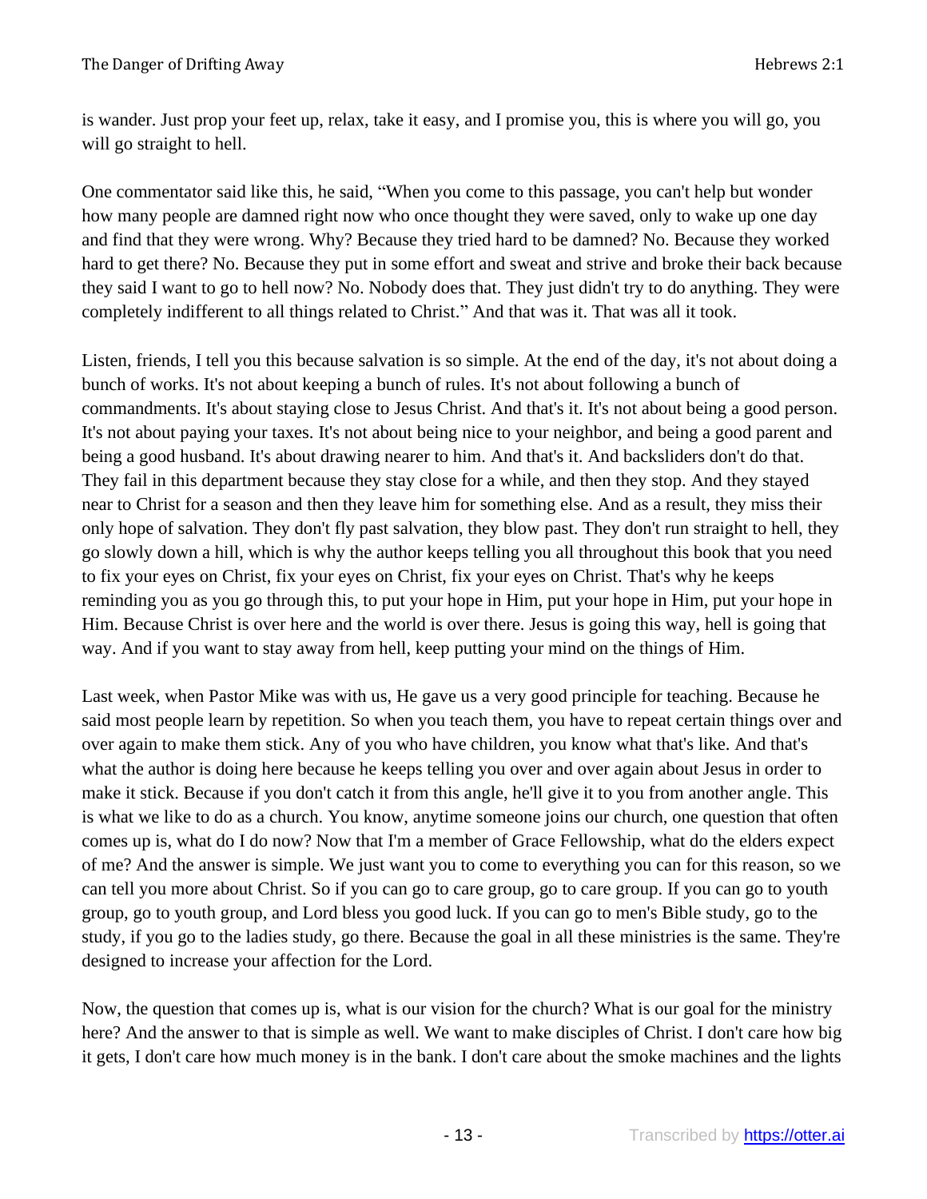is wander. Just prop your feet up, relax, take it easy, and I promise you, this is where you will go, you will go straight to hell.

One commentator said like this, he said, "When you come to this passage, you can't help but wonder how many people are damned right now who once thought they were saved, only to wake up one day and find that they were wrong. Why? Because they tried hard to be damned? No. Because they worked hard to get there? No. Because they put in some effort and sweat and strive and broke their back because they said I want to go to hell now? No. Nobody does that. They just didn't try to do anything. They were completely indifferent to all things related to Christ." And that was it. That was all it took.

Listen, friends, I tell you this because salvation is so simple. At the end of the day, it's not about doing a bunch of works. It's not about keeping a bunch of rules. It's not about following a bunch of commandments. It's about staying close to Jesus Christ. And that's it. It's not about being a good person. It's not about paying your taxes. It's not about being nice to your neighbor, and being a good parent and being a good husband. It's about drawing nearer to him. And that's it. And backsliders don't do that. They fail in this department because they stay close for a while, and then they stop. And they stayed near to Christ for a season and then they leave him for something else. And as a result, they miss their only hope of salvation. They don't fly past salvation, they blow past. They don't run straight to hell, they go slowly down a hill, which is why the author keeps telling you all throughout this book that you need to fix your eyes on Christ, fix your eyes on Christ, fix your eyes on Christ. That's why he keeps reminding you as you go through this, to put your hope in Him, put your hope in Him, put your hope in Him. Because Christ is over here and the world is over there. Jesus is going this way, hell is going that way. And if you want to stay away from hell, keep putting your mind on the things of Him.

Last week, when Pastor Mike was with us, He gave us a very good principle for teaching. Because he said most people learn by repetition. So when you teach them, you have to repeat certain things over and over again to make them stick. Any of you who have children, you know what that's like. And that's what the author is doing here because he keeps telling you over and over again about Jesus in order to make it stick. Because if you don't catch it from this angle, he'll give it to you from another angle. This is what we like to do as a church. You know, anytime someone joins our church, one question that often comes up is, what do I do now? Now that I'm a member of Grace Fellowship, what do the elders expect of me? And the answer is simple. We just want you to come to everything you can for this reason, so we can tell you more about Christ. So if you can go to care group, go to care group. If you can go to youth group, go to youth group, and Lord bless you good luck. If you can go to men's Bible study, go to the study, if you go to the ladies study, go there. Because the goal in all these ministries is the same. They're designed to increase your affection for the Lord.

Now, the question that comes up is, what is our vision for the church? What is our goal for the ministry here? And the answer to that is simple as well. We want to make disciples of Christ. I don't care how big it gets, I don't care how much money is in the bank. I don't care about the smoke machines and the lights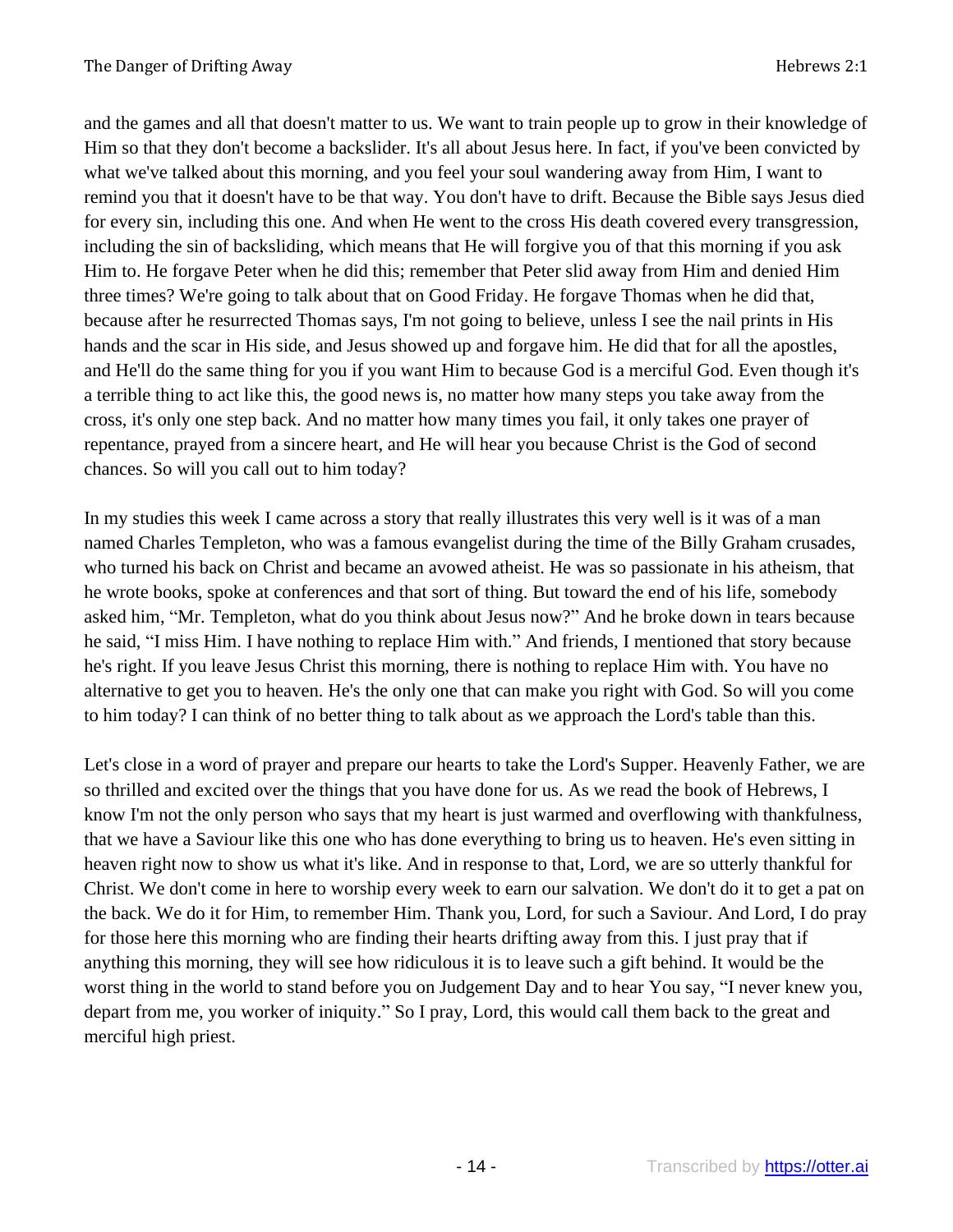and the games and all that doesn't matter to us. We want to train people up to grow in their knowledge of Him so that they don't become a backslider. It's all about Jesus here. In fact, if you've been convicted by what we've talked about this morning, and you feel your soul wandering away from Him, I want to remind you that it doesn't have to be that way. You don't have to drift. Because the Bible says Jesus died for every sin, including this one. And when He went to the cross His death covered every transgression, including the sin of backsliding, which means that He will forgive you of that this morning if you ask Him to. He forgave Peter when he did this; remember that Peter slid away from Him and denied Him three times? We're going to talk about that on Good Friday. He forgave Thomas when he did that, because after he resurrected Thomas says, I'm not going to believe, unless I see the nail prints in His hands and the scar in His side, and Jesus showed up and forgave him. He did that for all the apostles, and He'll do the same thing for you if you want Him to because God is a merciful God. Even though it's a terrible thing to act like this, the good news is, no matter how many steps you take away from the cross, it's only one step back. And no matter how many times you fail, it only takes one prayer of repentance, prayed from a sincere heart, and He will hear you because Christ is the God of second chances. So will you call out to him today?

In my studies this week I came across a story that really illustrates this very well is it was of a man named Charles Templeton, who was a famous evangelist during the time of the Billy Graham crusades, who turned his back on Christ and became an avowed atheist. He was so passionate in his atheism, that he wrote books, spoke at conferences and that sort of thing. But toward the end of his life, somebody asked him, "Mr. Templeton, what do you think about Jesus now?" And he broke down in tears because he said, "I miss Him. I have nothing to replace Him with." And friends, I mentioned that story because he's right. If you leave Jesus Christ this morning, there is nothing to replace Him with. You have no alternative to get you to heaven. He's the only one that can make you right with God. So will you come to him today? I can think of no better thing to talk about as we approach the Lord's table than this.

Let's close in a word of prayer and prepare our hearts to take the Lord's Supper. Heavenly Father, we are so thrilled and excited over the things that you have done for us. As we read the book of Hebrews, I know I'm not the only person who says that my heart is just warmed and overflowing with thankfulness, that we have a Saviour like this one who has done everything to bring us to heaven. He's even sitting in heaven right now to show us what it's like. And in response to that, Lord, we are so utterly thankful for Christ. We don't come in here to worship every week to earn our salvation. We don't do it to get a pat on the back. We do it for Him, to remember Him. Thank you, Lord, for such a Saviour. And Lord, I do pray for those here this morning who are finding their hearts drifting away from this. I just pray that if anything this morning, they will see how ridiculous it is to leave such a gift behind. It would be the worst thing in the world to stand before you on Judgement Day and to hear You say, "I never knew you, depart from me, you worker of iniquity." So I pray, Lord, this would call them back to the great and merciful high priest.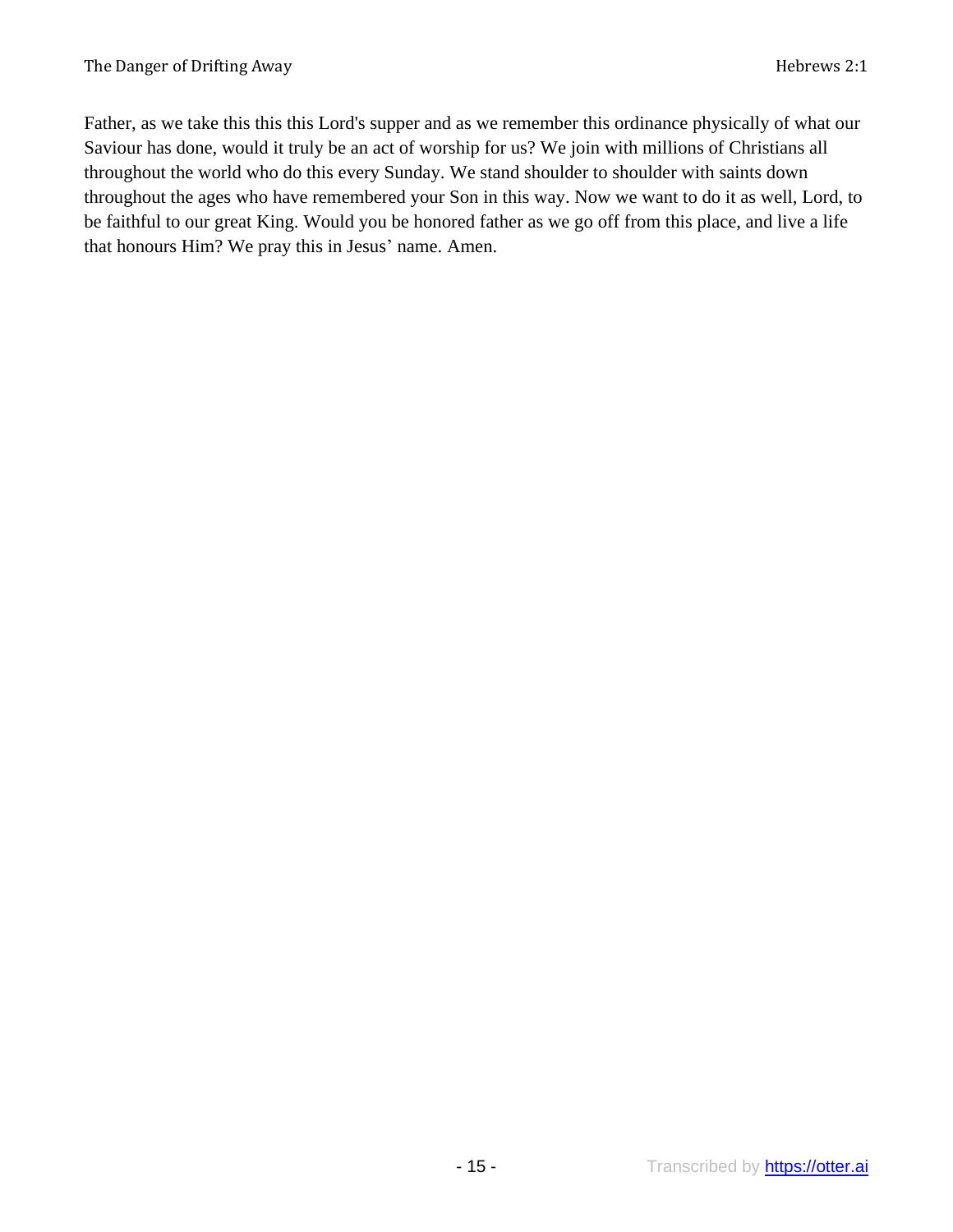Father, as we take this this this Lord's supper and as we remember this ordinance physically of what our Saviour has done, would it truly be an act of worship for us? We join with millions of Christians all throughout the world who do this every Sunday. We stand shoulder to shoulder with saints down throughout the ages who have remembered your Son in this way. Now we want to do it as well, Lord, to be faithful to our great King. Would you be honored father as we go off from this place, and live a life that honours Him? We pray this in Jesus' name. Amen.